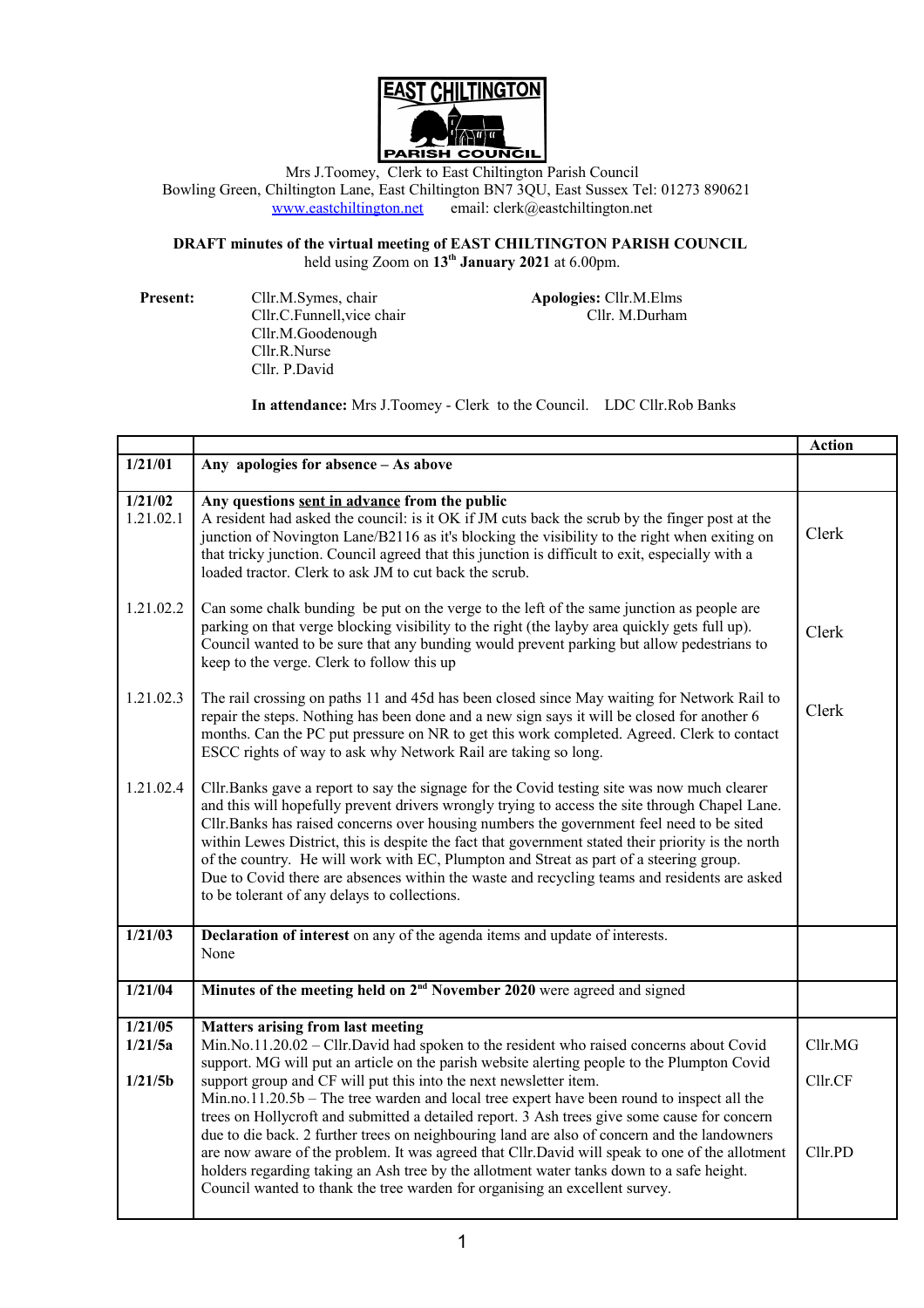EAST CHILTINGTON PARISH COUNCIL

Mrs J.Toomey, Clerk to East Chiltington Parish Council
Bowling Green, Chiltington Lane, East Chiltington BN7 3QU, East Sussex Tel: 01273 890621
www.eastchiltington.net email: clerk@eastchiltington.net

**DRAFT minutes of the virtual meeting of EAST CHILTINGTON PARISH COUNCIL**
held using Zoom on **13th January 2021** at 6.00pm.

**Present:**
Cllr.M.Symes, chair
Cllr.C.Funnell, vice chair
Cllr.M.Goodenough
Cllr.R.Nurse
Cllr. P.David

**Apologies:** Cllr.M.Elms
Cllr. M.Durham

**In attendance:** Mrs J.Toomey - Clerk to the Council. LDC Cllr.Rob Banks

| | | Action |
|---|---|---|
| **1/21/01** | **Any apologies for absence – As above** | |
| **1/21/02**<br>1.21.02.1 | **Any questions sent in advance from the public**<br>A resident had asked the council: is it OK if JM cuts back the scrub by the finger post at the junction of Novington Lane/B2116 as it's blocking the visibility to the right when exiting on that tricky junction. Council agreed that this junction is difficult to exit, especially with a loaded tractor. Clerk to ask JM to cut back the scrub. | Clerk |
| 1.21.02.2 | Can some chalk bunding be put on the verge to the left of the same junction as people are parking on that verge blocking visibility to the right (the layby area quickly gets full up). Council wanted to be sure that any bunding would prevent parking but allow pedestrians to keep to the verge. Clerk to follow this up | Clerk |
| 1.21.02.3 | The rail crossing on paths 11 and 45d has been closed since May waiting for Network Rail to repair the steps. Nothing has been done and a new sign says it will be closed for another 6 months. Can the PC put pressure on NR to get this work completed. Agreed. Clerk to contact ESCC rights of way to ask why Network Rail are taking so long. | Clerk |
| 1.21.02.4 | Cllr.Banks gave a report to say the signage for the Covid testing site was now much clearer and this will hopefully prevent drivers wrongly trying to access the site through Chapel Lane. Cllr.Banks has raised concerns over housing numbers the government feel need to be sited within Lewes District, this is despite the fact that government stated their priority is the north of the country. He will work with EC, Plumpton and Streat as part of a steering group.<br>Due to Covid there are absences within the waste and recycling teams and residents are asked to be tolerant of any delays to collections. | |
| **1/21/03** | **Declaration of interest** on any of the agenda items and update of interests.<br>None | |
| **1/21/04** | **Minutes of the meeting held on 2nd November 2020** were agreed and signed | |
| **1/21/05**<br>**1/21/5a** | **Matters arising from last meeting**<br>Min.No.11.20.02 – Cllr.David had spoken to the resident who raised concerns about Covid support. MG will put an article on the parish website alerting people to the Plumpton Covid support group and CF will put this into the next newsletter item. | Cllr.MG<br>Cllr.CF |
| **1/21/5b** | Min.no.11.20.5b – The tree warden and local tree expert have been round to inspect all the trees on Hollycroft and submitted a detailed report. 3 Ash trees give some cause for concern due to die back. 2 further trees on neighbouring land are also of concern and the landowners are now aware of the problem. It was agreed that Cllr.David will speak to one of the allotment holders regarding taking an Ash tree by the allotment water tanks down to a safe height. Council wanted to thank the tree warden for organising an excellent survey. | Cllr.PD |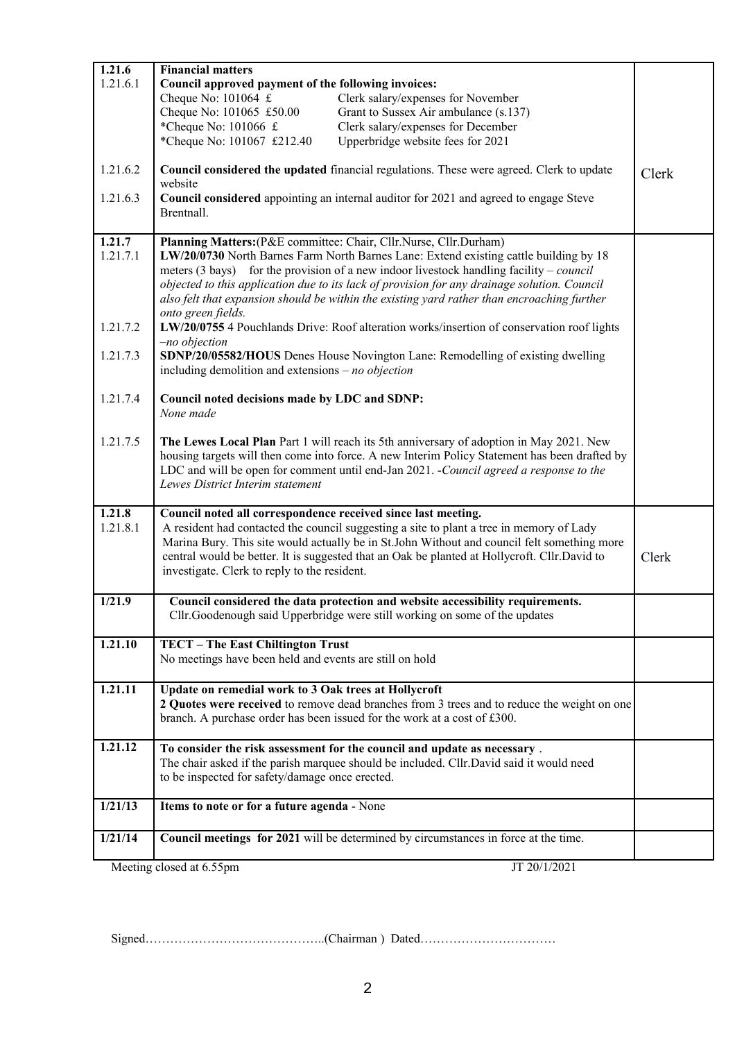| | | |
|---|---|---|
| **1.21.6**<br>1.21.6.1<br><br><br><br><br><br>1.21.6.2<br><br>1.21.6.3 | **Financial matters**<br>**Council approved payment of the following invoices:**<br>Cheque No: 101064 £ Clerk salary/expenses for November<br>Cheque No: 101065 £50.00 Grant to Sussex Air ambulance (s.137)<br>*Cheque No: 101066 £ Clerk salary/expenses for December<br>*Cheque No: 101067 £212.40 Upperbridge website fees for 2021<br><br>**Council considered the updated** financial regulations. These were agreed. Clerk to update website<br>**Council considered** appointing an internal auditor for 2021 and agreed to engage Steve Brentnall. | Clerk |
| **1.21.7**<br>1.21.7.1<br><br><br><br><br><br>1.21.7.2<br><br>1.21.7.3<br><br><br>1.21.7.4<br><br><br>1.21.7.5 | **Planning Matters:**(P&E committee: Chair, Cllr.Nurse, Cllr.Durham)<br>**LW/20/0730** North Barnes Farm North Barnes Lane: Extend existing cattle building by 18 meters (3 bays) for the provision of a new indoor livestock handling facility – *council objected to this application due to its lack of provision for any drainage solution. Council also felt that expansion should be within the existing yard rather than encroaching further onto green fields.*<br>**LW/20/0755** 4 Pouchlands Drive: Roof alteration works/insertion of conservation roof lights *–no objection*<br>**SDNP/20/05582/HOUS** Denes House Novington Lane: Remodelling of existing dwelling including demolition and extensions – *no objection*<br><br>**Council noted decisions made by LDC and SDNP:**<br>*None made*<br><br>**The Lewes Local Plan** Part 1 will reach its 5th anniversary of adoption in May 2021. New housing targets will then come into force. A new Interim Policy Statement has been drafted by LDC and will be open for comment until end-Jan 2021. -*Council agreed a response to the Lewes District Interim statement* | |
| **1.21.8**<br>1.21.8.1 | **Council noted all correspondence received since last meeting.**<br>A resident had contacted the council suggesting a site to plant a tree in memory of Lady Marina Bury. This site would actually be in St.John Without and council felt something more central would be better. It is suggested that an Oak be planted at Hollycroft. Cllr.David to investigate. Clerk to reply to the resident. | Clerk |
| **1/21.9** | **Council considered the data protection and website accessibility requirements.**<br>Cllr.Goodenough said Upperbridge were still working on some of the updates | |
| **1.21.10** | **TECT – The East Chiltington Trust**<br>No meetings have been held and events are still on hold | |
| **1.21.11** | **Update on remedial work to 3 Oak trees at Hollycroft**<br>**2 Quotes were received** to remove dead branches from 3 trees and to reduce the weight on one branch. A purchase order has been issued for the work at a cost of £300. | |
| **1.21.12** | **To consider the risk assessment for the council and update as necessary** .<br>The chair asked if the parish marquee should be included. Cllr.David said it would need to be inspected for safety/damage once erected. | |
| **1/21/13** | **Items to note or for a future agenda** - None | |
| **1/21/14** | **Council meetings for 2021** will be determined by circumstances in force at the time. | |

Meeting closed at 6.55pm JT 20/1/2021

Signed……………………………………..(Chairman ) Dated……………………………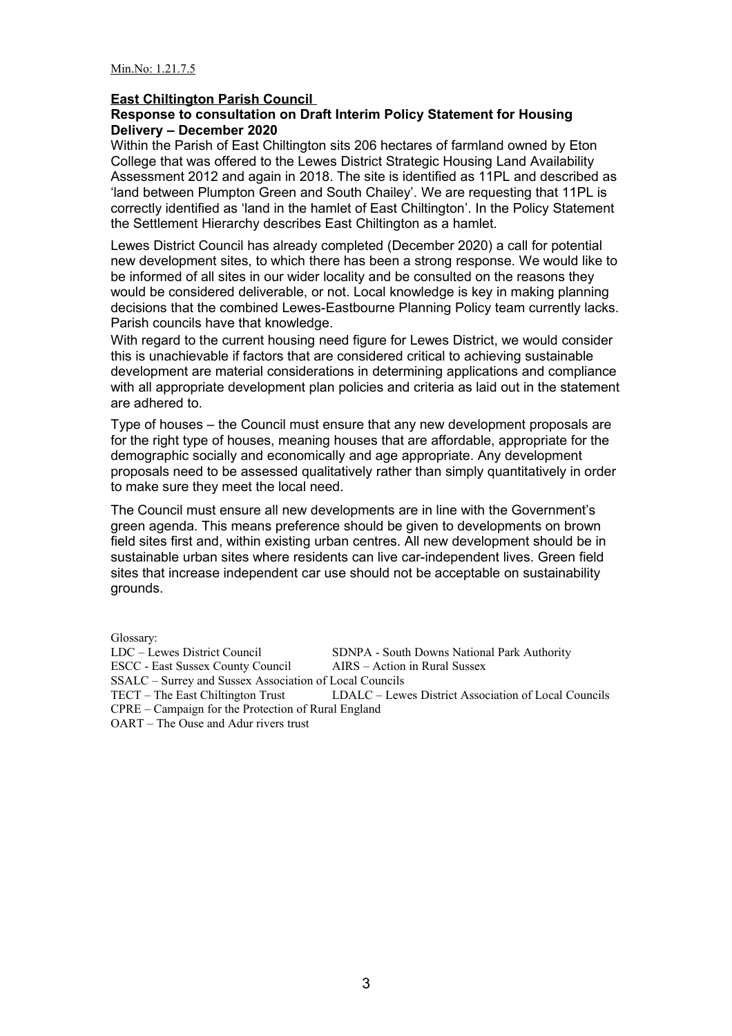Min.No: 1.21.7.5

**East Chiltington Parish Council**

**Response to consultation on Draft Interim Policy Statement for Housing Delivery – December 2020**

Within the Parish of East Chiltington sits 206 hectares of farmland owned by Eton College that was offered to the Lewes District Strategic Housing Land Availability Assessment 2012 and again in 2018. The site is identified as 11PL and described as 'land between Plumpton Green and South Chailey'. We are requesting that 11PL is correctly identified as 'land in the hamlet of East Chiltington'. In the Policy Statement the Settlement Hierarchy describes East Chiltington as a hamlet.

Lewes District Council has already completed (December 2020) a call for potential new development sites, to which there has been a strong response. We would like to be informed of all sites in our wider locality and be consulted on the reasons they would be considered deliverable, or not. Local knowledge is key in making planning decisions that the combined Lewes-Eastbourne Planning Policy team currently lacks. Parish councils have that knowledge.

With regard to the current housing need figure for Lewes District, we would consider this is unachievable if factors that are considered critical to achieving sustainable development are material considerations in determining applications and compliance with all appropriate development plan policies and criteria as laid out in the statement are adhered to.

Type of houses – the Council must ensure that any new development proposals are for the right type of houses, meaning houses that are affordable, appropriate for the demographic socially and economically and age appropriate. Any development proposals need to be assessed qualitatively rather than simply quantitatively in order to make sure they meet the local need.

The Council must ensure all new developments are in line with the Government's green agenda. This means preference should be given to developments on brown field sites first and, within existing urban centres. All new development should be in sustainable urban sites where residents can live car-independent lives. Green field sites that increase independent car use should not be acceptable on sustainability grounds.

Glossary:

LDC – Lewes District Council

SDNPA - South Downs National Park Authority

ESCC - East Sussex County Council

AIRS – Action in Rural Sussex

SSALC – Surrey and Sussex Association of Local Councils

TECT – The East Chiltington Trust

LDALC – Lewes District Association of Local Councils

CPRE – Campaign for the Protection of Rural England

OART – The Ouse and Adur rivers trust